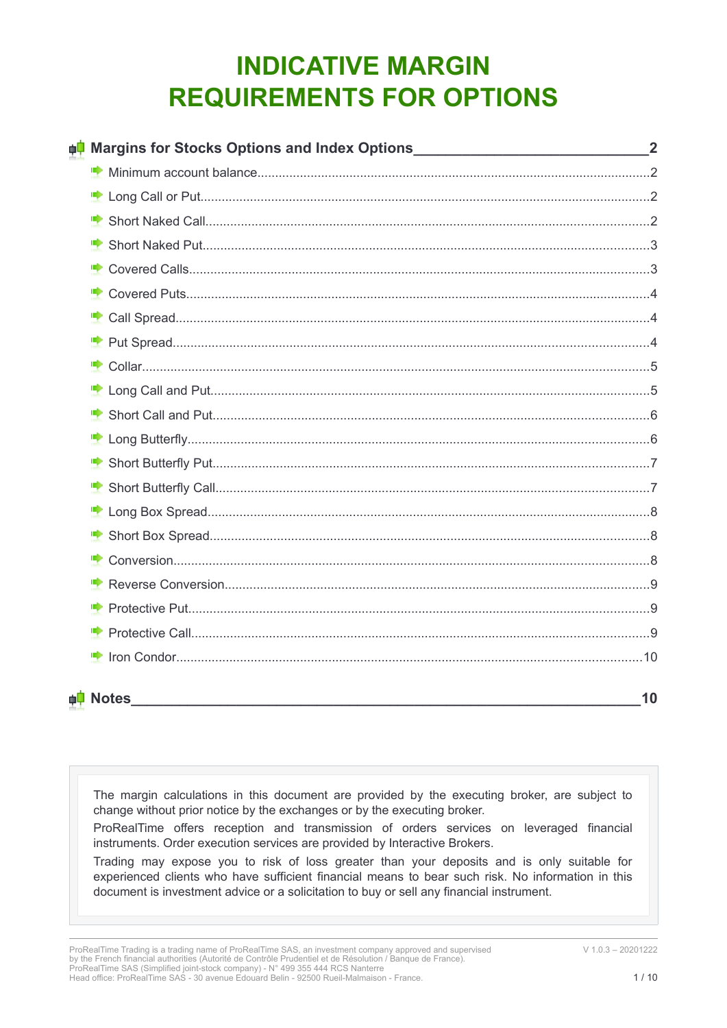# INDICATIVE MARGIN REQUIREMENTS FOR OPTIONS

**Margins for Stocks Options and Index Options** .......... **2**

- Minimum account balance .......... 2
- Long Call or Put .......... 2
- Short Naked Call .......... 2
- Short Naked Put .......... 3
- Covered Calls .......... 3
- Covered Puts .......... 4
- Call Spread .......... 4
- Put Spread .......... 4
- Collar .......... 5
- Long Call and Put .......... 5
- Short Call and Put .......... 6
- Long Butterfly .......... 6
- Short Butterfly Put .......... 7
- Short Butterfly Call .......... 7
- Long Box Spread .......... 8
- Short Box Spread .......... 8
- Conversion .......... 8
- Reverse Conversion .......... 9
- Protective Put .......... 9
- Protective Call .......... 9
- Iron Condor .......... 10

**Notes** .......... **10**

The margin calculations in this document are provided by the executing broker, are subject to change without prior notice by the exchanges or by the executing broker.

ProRealTime offers reception and transmission of orders services on leveraged financial instruments. Order execution services are provided by Interactive Brokers.

Trading may expose you to risk of loss greater than your deposits and is only suitable for experienced clients who have sufficient financial means to bear such risk. No information in this document is investment advice or a solicitation to buy or sell any financial instrument.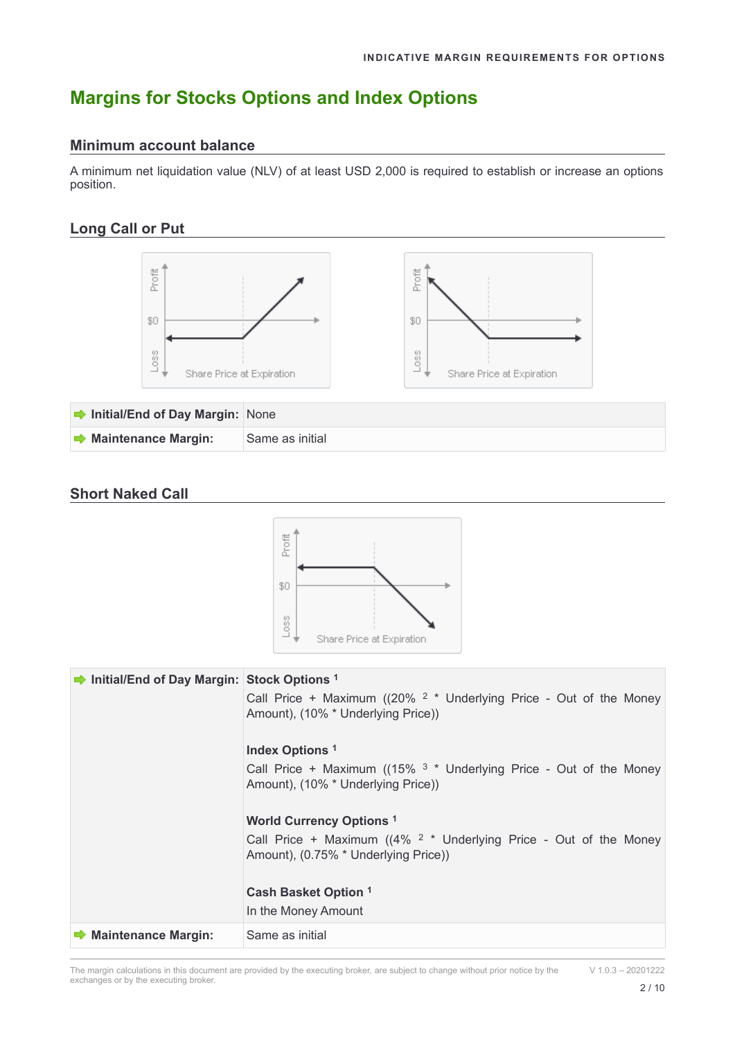## Margins for Stocks Options and Index Options

### Minimum account balance

A minimum net liquidation value (NLV) of at least USD 2,000 is required to establish or increase an options position.

### Long Call or Put

| | |
|---|---|
| **Initial/End of Day Margin:** | None |
| **Maintenance Margin:** | Same as initial |

### Short Naked Call

| | |
|---|---|
| **Initial/End of Day Margin:** | **Stock Options** [1]<br>Call Price + Maximum ((20% [2] * Underlying Price - Out of the Money Amount), (10% * Underlying Price))<br><br>**Index Options** [1]<br>Call Price + Maximum ((15% [3] * Underlying Price - Out of the Money Amount), (10% * Underlying Price))<br><br>**World Currency Options** [1]<br>Call Price + Maximum ((4% [2] * Underlying Price - Out of the Money Amount), (0.75% * Underlying Price))<br><br>**Cash Basket Option** [1]<br>In the Money Amount |
| **Maintenance Margin:** | Same as initial |

The margin calculations in this document are provided by the executing broker, are subject to change without prior notice by the exchanges or by the executing broker.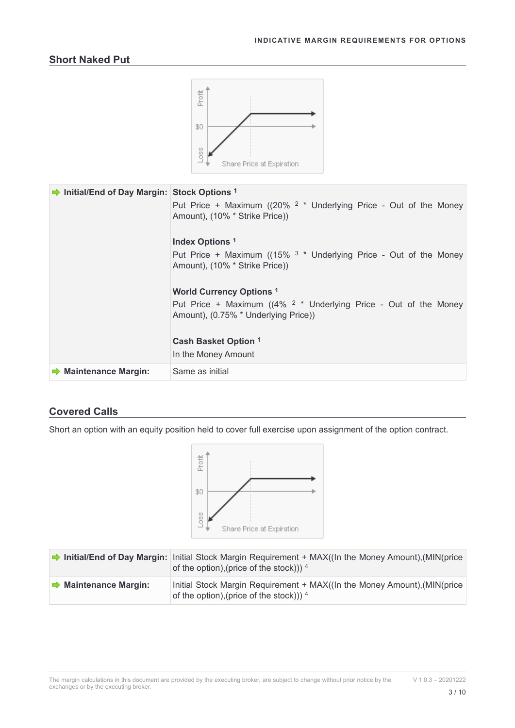## Short Naked Put

| | |
|---|---|
| **Initial/End of Day Margin:** | **Stock Options** [1]<br>Put Price + Maximum ((20% [2] * Underlying Price - Out of the Money Amount), (10% * Strike Price))<br><br>**Index Options** [1]<br>Put Price + Maximum ((15% [3] * Underlying Price - Out of the Money Amount), (10% * Strike Price))<br><br>**World Currency Options** [1]<br>Put Price + Maximum ((4% [2] * Underlying Price - Out of the Money Amount), (0.75% * Underlying Price))<br><br>**Cash Basket Option** [1]<br>In the Money Amount |
| **Maintenance Margin:** | Same as initial |

## Covered Calls

Short an option with an equity position held to cover full exercise upon assignment of the option contract.

| | |
|---|---|
| **Initial/End of Day Margin:** | Initial Stock Margin Requirement + MAX((In the Money Amount),(MIN(price of the option),(price of the stock))) [4] |
| **Maintenance Margin:** | Initial Stock Margin Requirement + MAX((In the Money Amount),(MIN(price of the option),(price of the stock))) [4] |

The margin calculations in this document are provided by the executing broker, are subject to change without prior notice by the exchanges or by the executing broker.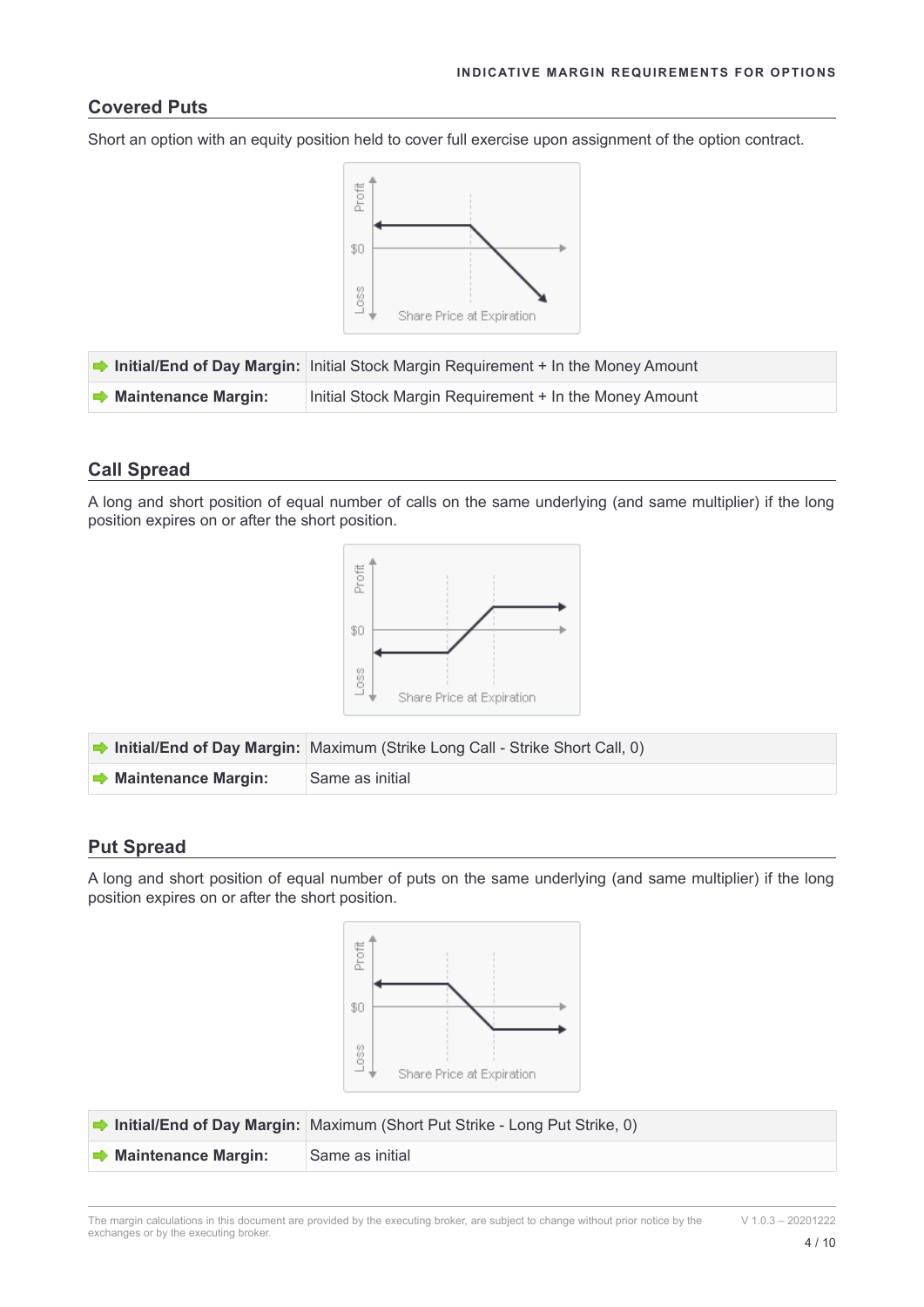## Covered Puts

Short an option with an equity position held to cover full exercise upon assignment of the option contract.

| | |
|---|---|
| **Initial/End of Day Margin:** | Initial Stock Margin Requirement + In the Money Amount |
| **Maintenance Margin:** | Initial Stock Margin Requirement + In the Money Amount |

## Call Spread

A long and short position of equal number of calls on the same underlying (and same multiplier) if the long position expires on or after the short position.

| | |
|---|---|
| **Initial/End of Day Margin:** | Maximum (Strike Long Call - Strike Short Call, 0) |
| **Maintenance Margin:** | Same as initial |

## Put Spread

A long and short position of equal number of puts on the same underlying (and same multiplier) if the long position expires on or after the short position.

| | |
|---|---|
| **Initial/End of Day Margin:** | Maximum (Short Put Strike - Long Put Strike, 0) |
| **Maintenance Margin:** | Same as initial |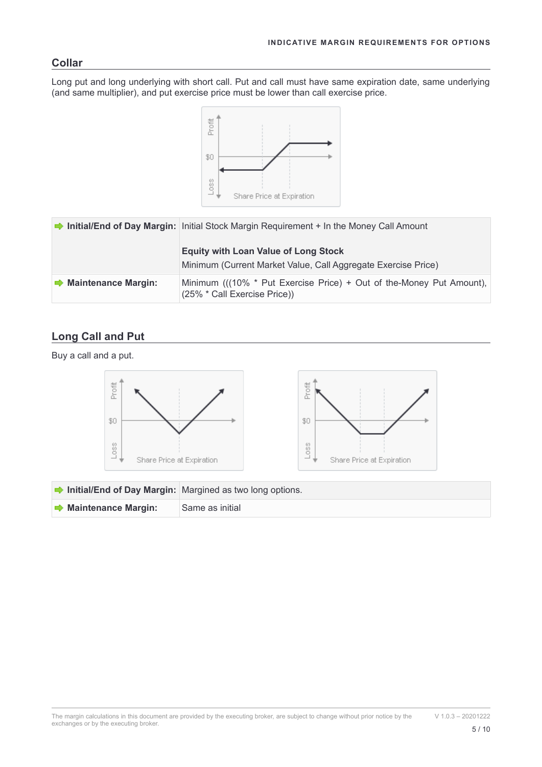## Collar

Long put and long underlying with short call. Put and call must have same expiration date, same underlying (and same multiplier), and put exercise price must be lower than call exercise price.

| | |
|---|---|
| **Initial/End of Day Margin:** | Initial Stock Margin Requirement + In the Money Call Amount<br><br>**Equity with Loan Value of Long Stock**<br>Minimum (Current Market Value, Call Aggregate Exercise Price) |
| **Maintenance Margin:** | Minimum (((10% * Put Exercise Price) + Out of the-Money Put Amount), (25% * Call Exercise Price)) |

## Long Call and Put

Buy a call and a put.

| | |
|---|---|
| **Initial/End of Day Margin:** | Margined as two long options. |
| **Maintenance Margin:** | Same as initial |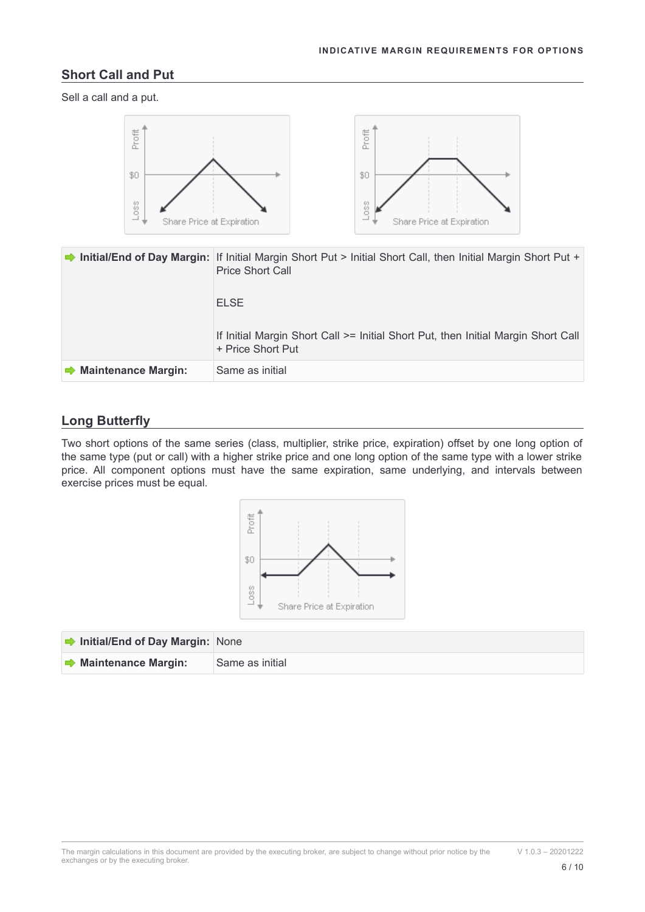## Short Call and Put

Sell a call and a put.

| | |
|---|---|
| **Initial/End of Day Margin:** | If Initial Margin Short Put > Initial Short Call, then Initial Margin Short Put + Price Short Call<br><br>ELSE<br><br>If Initial Margin Short Call >= Initial Short Put, then Initial Margin Short Call + Price Short Put |
| **Maintenance Margin:** | Same as initial |

## Long Butterfly

Two short options of the same series (class, multiplier, strike price, expiration) offset by one long option of the same type (put or call) with a higher strike price and one long option of the same type with a lower strike price. All component options must have the same expiration, same underlying, and intervals between exercise prices must be equal.

| | |
|---|---|
| **Initial/End of Day Margin:** | None |
| **Maintenance Margin:** | Same as initial |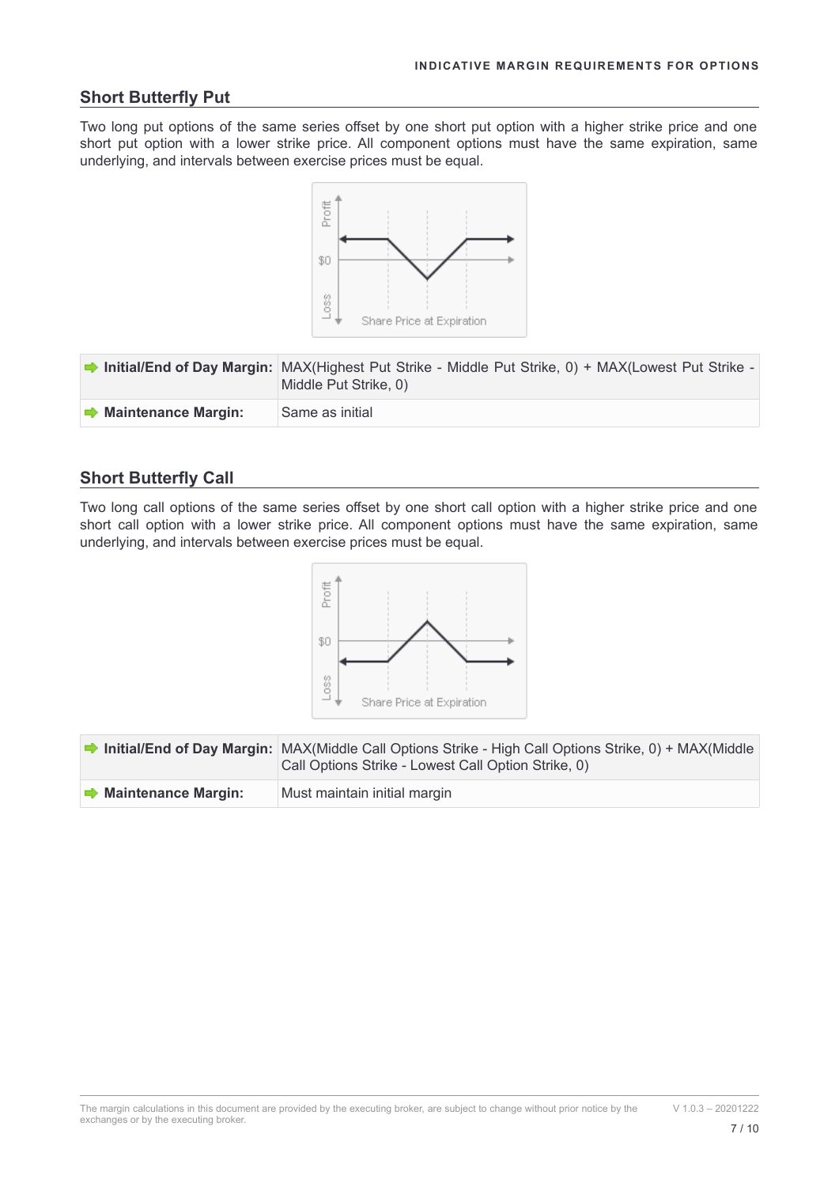## Short Butterfly Put

Two long put options of the same series offset by one short put option with a higher strike price and one short put option with a lower strike price. All component options must have the same expiration, same underlying, and intervals between exercise prices must be equal.

| | |
|---|---|
| **Initial/End of Day Margin:** | MAX(Highest Put Strike - Middle Put Strike, 0) + MAX(Lowest Put Strike - Middle Put Strike, 0) |
| **Maintenance Margin:** | Same as initial |

## Short Butterfly Call

Two long call options of the same series offset by one short call option with a higher strike price and one short call option with a lower strike price. All component options must have the same expiration, same underlying, and intervals between exercise prices must be equal.

| | |
|---|---|
| **Initial/End of Day Margin:** | MAX(Middle Call Options Strike - High Call Options Strike, 0) + MAX(Middle Call Options Strike - Lowest Call Option Strike, 0) |
| **Maintenance Margin:** | Must maintain initial margin |

The margin calculations in this document are provided by the executing broker, are subject to change without prior notice by the exchanges or by the executing broker.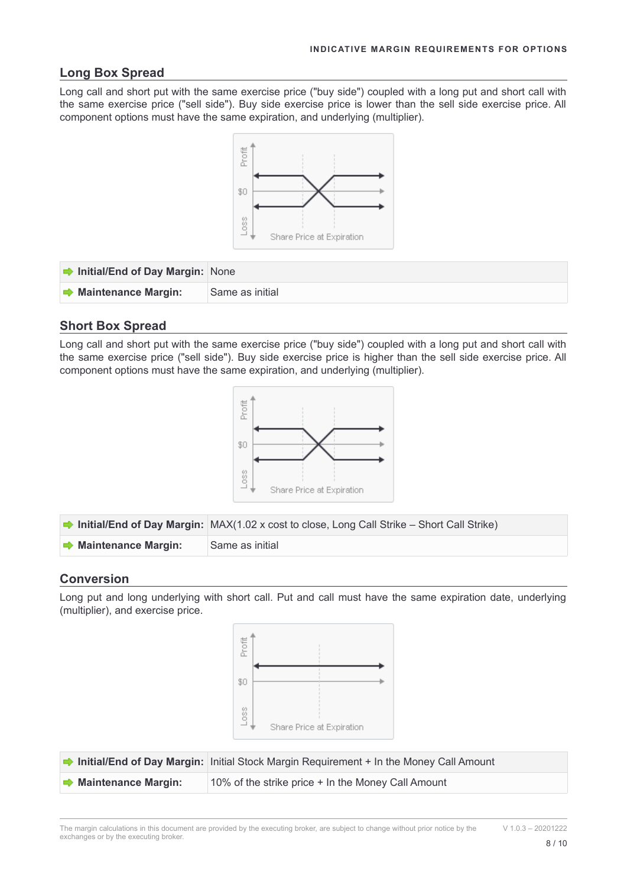## Long Box Spread

Long call and short put with the same exercise price ("buy side") coupled with a long put and short call with the same exercise price ("sell side"). Buy side exercise price is lower than the sell side exercise price. All component options must have the same expiration, and underlying (multiplier).

| Initial/End of Day Margin: | None |
|---|---|
| Maintenance Margin: | Same as initial |

## Short Box Spread

Long call and short put with the same exercise price ("buy side") coupled with a long put and short call with the same exercise price ("sell side"). Buy side exercise price is higher than the sell side exercise price. All component options must have the same expiration, and underlying (multiplier).

| Initial/End of Day Margin: | MAX(1.02 x cost to close, Long Call Strike – Short Call Strike) |
|---|---|
| Maintenance Margin: | Same as initial |

## Conversion

Long put and long underlying with short call. Put and call must have the same expiration date, underlying (multiplier), and exercise price.

| Initial/End of Day Margin: | Initial Stock Margin Requirement + In the Money Call Amount |
|---|---|
| Maintenance Margin: | 10% of the strike price + In the Money Call Amount |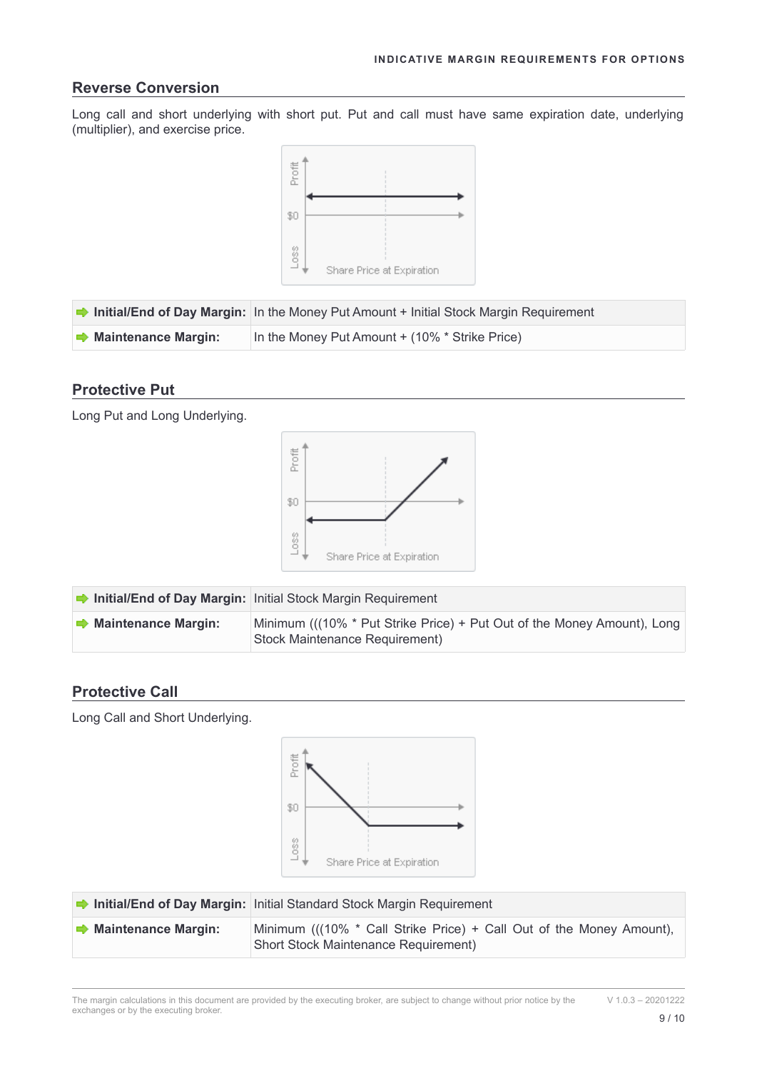## Reverse Conversion

Long call and short underlying with short put. Put and call must have same expiration date, underlying (multiplier), and exercise price.

| | |
|---|---|
| **Initial/End of Day Margin:** | In the Money Put Amount + Initial Stock Margin Requirement |
| **Maintenance Margin:** | In the Money Put Amount + (10% * Strike Price) |

## Protective Put

Long Put and Long Underlying.

| | |
|---|---|
| **Initial/End of Day Margin:** | Initial Stock Margin Requirement |
| **Maintenance Margin:** | Minimum (((10% * Put Strike Price) + Put Out of the Money Amount), Long Stock Maintenance Requirement) |

## Protective Call

Long Call and Short Underlying.

| | |
|---|---|
| **Initial/End of Day Margin:** | Initial Standard Stock Margin Requirement |
| **Maintenance Margin:** | Minimum (((10% * Call Strike Price) + Call Out of the Money Amount), Short Stock Maintenance Requirement) |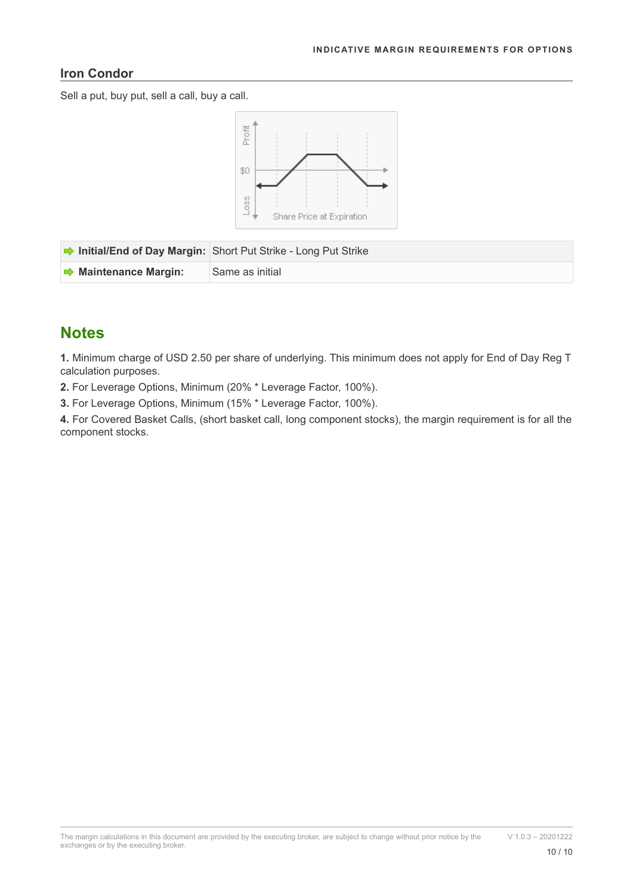## Iron Condor

Sell a put, buy put, sell a call, buy a call.

Profit

$0

Loss

Share Price at Expiration

| | |
|---|---|
| **Initial/End of Day Margin:** | Short Put Strike - Long Put Strike |
| **Maintenance Margin:** | Same as initial |

# Notes

**1.** Minimum charge of USD 2.50 per share of underlying. This minimum does not apply for End of Day Reg T calculation purposes.

**2.** For Leverage Options, Minimum (20% * Leverage Factor, 100%).

**3.** For Leverage Options, Minimum (15% * Leverage Factor, 100%).

**4.** For Covered Basket Calls, (short basket call, long component stocks), the margin requirement is for all the component stocks.